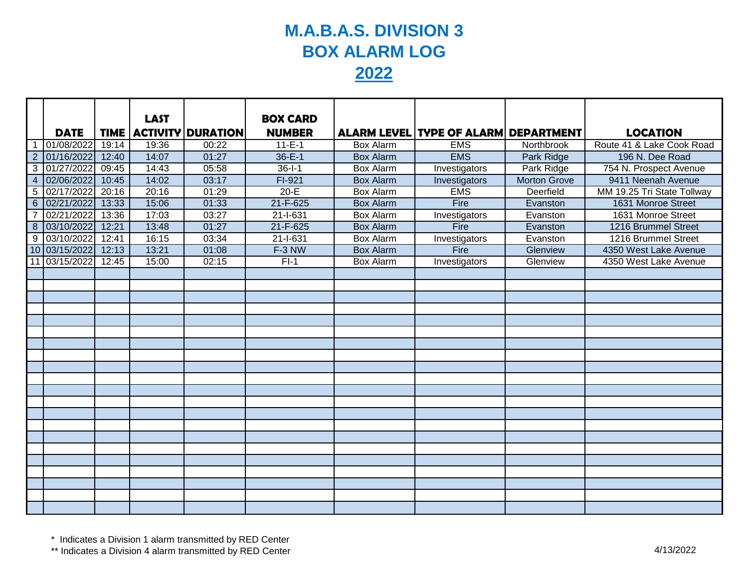# M.A.B.A.S. DIVISION 3
# BOX ALARM LOG
# 2022

| | DATE | TIME | LAST ACTIVITY | DURATION | BOX CARD NUMBER | ALARM LEVEL | TYPE OF ALARM | DEPARTMENT | LOCATION |
|---|---|---|---|---|---|---|---|---|---|
| 1 | 01/08/2022 | 19:14 | 19:36 | 00:22 | 11-E-1 | Box Alarm | EMS | Northbrook | Route 41 & Lake Cook Road |
| 2 | 01/16/2022 | 12:40 | 14:07 | 01:27 | 36-E-1 | Box Alarm | EMS | Park Ridge | 196 N. Dee Road |
| 3 | 01/27/2022 | 09:45 | 14:43 | 05:58 | 36-I-1 | Box Alarm | Investigators | Park Ridge | 754 N. Prospect Avenue |
| 4 | 02/06/2022 | 10:45 | 14:02 | 03:17 | FI-921 | Box Alarm | Investigators | Morton Grove | 9411 Neenah Avenue |
| 5 | 02/17/2022 | 20:16 | 20:16 | 01:29 | 20-E | Box Alarm | EMS | Deerfield | MM 19.25 Tri State Tollway |
| 6 | 02/21/2022 | 13:33 | 15:06 | 01:33 | 21-F-625 | Box Alarm | Fire | Evanston | 1631 Monroe Street |
| 7 | 02/21/2022 | 13:36 | 17:03 | 03:27 | 21-I-631 | Box Alarm | Investigators | Evanston | 1631 Monroe Street |
| 8 | 03/10/2022 | 12:21 | 13:48 | 01:27 | 21-F-625 | Box Alarm | Fire | Evanston | 1216 Brummel Street |
| 9 | 03/10/2022 | 12:41 | 16:15 | 03:34 | 21-I-631 | Box Alarm | Investigators | Evanston | 1216 Brummel Street |
| 10 | 03/15/2022 | 12:13 | 13:21 | 01:08 | F-3 NW | Box Alarm | Fire | Glenview | 4350 West Lake Avenue |
| 11 | 03/15/2022 | 12:45 | 15:00 | 02:15 | FI-1 | Box Alarm | Investigators | Glenview | 4350 West Lake Avenue |

\* Indicates a Division 1 alarm transmitted by RED Center

\*\* Indicates a Division 4 alarm transmitted by RED Center

4/13/2022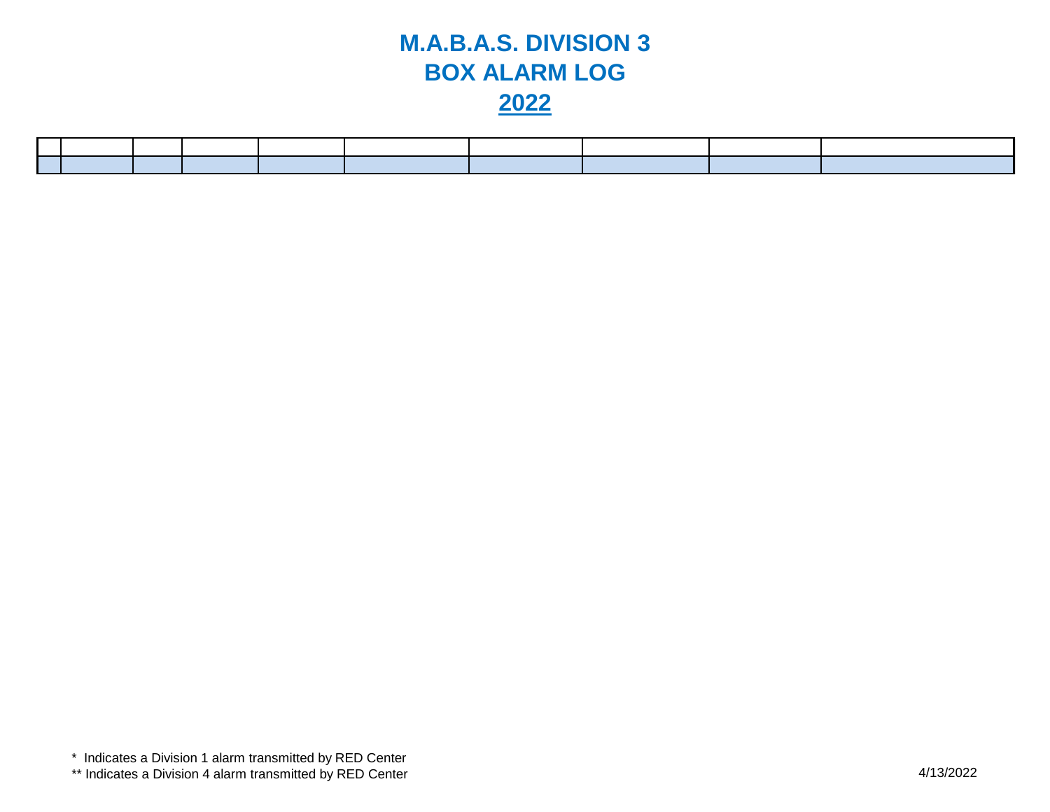# M.A.B.A.S. DIVISION 3
# BOX ALARM LOG
# 2022

| | | | | | | | | | |
|---|---|---|---|---|---|---|---|---|---|
| | | | | | | | | | |
| | | | | | | | | | |

\* Indicates a Division 1 alarm transmitted by RED Center

\** Indicates a Division 4 alarm transmitted by RED Center

4/13/2022